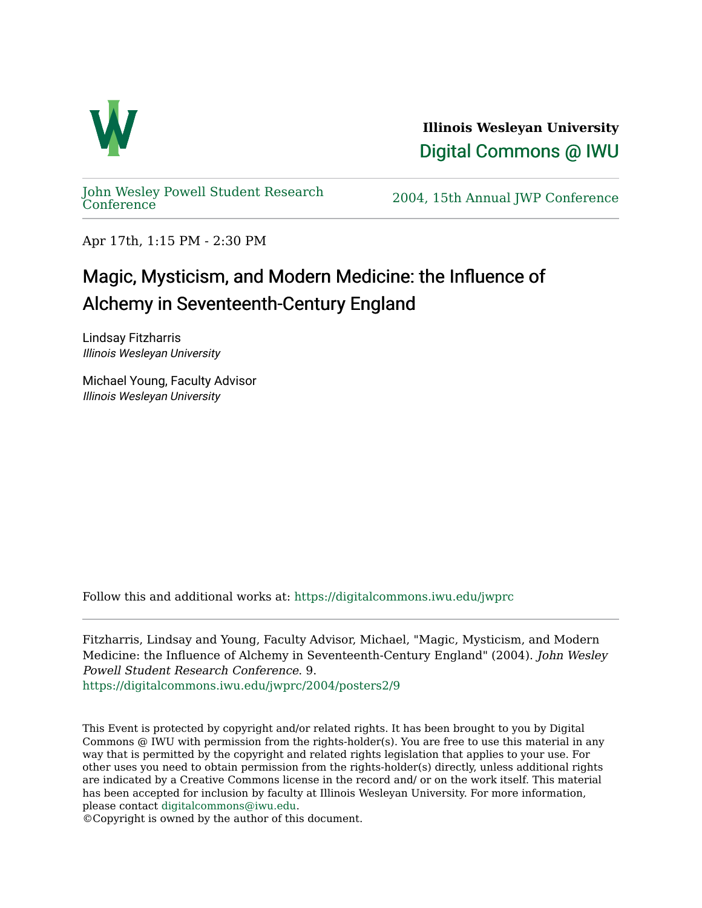**Illinois Wesleyan University**

Digital Commons @ IWU

John Wesley Powell Student Research Conference

2004, 15th Annual JWP Conference

Apr 17th, 1:15 PM - 2:30 PM

# Magic, Mysticism, and Modern Medicine: the Influence of Alchemy in Seventeenth-Century England

Lindsay Fitzharris
*Illinois Wesleyan University*

Michael Young, Faculty Advisor
*Illinois Wesleyan University*

Follow this and additional works at: https://digitalcommons.iwu.edu/jwprc

Fitzharris, Lindsay and Young, Faculty Advisor, Michael, "Magic, Mysticism, and Modern Medicine: the Influence of Alchemy in Seventeenth-Century England" (2004). *John Wesley Powell Student Research Conference*. 9.
https://digitalcommons.iwu.edu/jwprc/2004/posters2/9

This Event is protected by copyright and/or related rights. It has been brought to you by Digital Commons @ IWU with permission from the rights-holder(s). You are free to use this material in any way that is permitted by the copyright and related rights legislation that applies to your use. For other uses you need to obtain permission from the rights-holder(s) directly, unless additional rights are indicated by a Creative Commons license in the record and/ or on the work itself. This material has been accepted for inclusion by faculty at Illinois Wesleyan University. For more information, please contact digitalcommons@iwu.edu.
©Copyright is owned by the author of this document.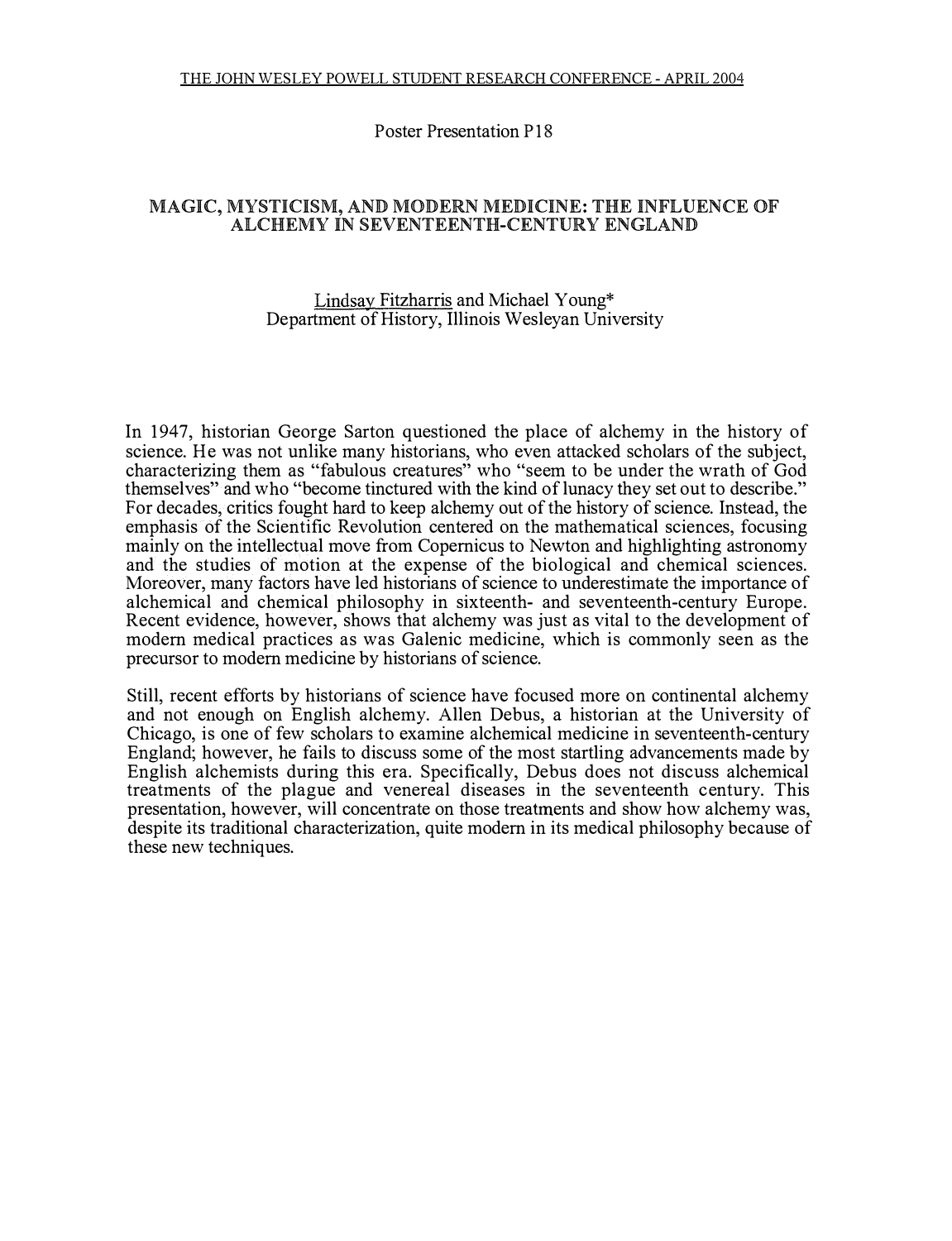Poster Presentation P18

## MAGIC, MYSTICISM, AND MODERN MEDICINE: THE INFLUENCE OF ALCHEMY IN SEVENTEENTH-CENTURY ENGLAND

Lindsay Fitzharris and Michael Young*
Department of History, Illinois Wesleyan University

In 1947, historian George Sarton questioned the place of alchemy in the history of science. He was not unlike many historians, who even attacked scholars of the subject, characterizing them as "fabulous creatures" who "seem to be under the wrath of God themselves" and who "become tinctured with the kind of lunacy they set out to describe." For decades, critics fought hard to keep alchemy out of the history of science. Instead, the emphasis of the Scientific Revolution centered on the mathematical sciences, focusing mainly on the intellectual move from Copernicus to Newton and highlighting astronomy and the studies of motion at the expense of the biological and chemical sciences. Moreover, many factors have led historians of science to underestimate the importance of alchemical and chemical philosophy in sixteenth- and seventeenth-century Europe. Recent evidence, however, shows that alchemy was just as vital to the development of modern medical practices as was Galenic medicine, which is commonly seen as the precursor to modern medicine by historians of science.

Still, recent efforts by historians of science have focused more on continental alchemy and not enough on English alchemy. Allen Debus, a historian at the University of Chicago, is one of few scholars to examine alchemical medicine in seventeenth-century England; however, he fails to discuss some of the most startling advancements made by English alchemists during this era. Specifically, Debus does not discuss alchemical treatments of the plague and venereal diseases in the seventeenth century. This presentation, however, will concentrate on those treatments and show how alchemy was, despite its traditional characterization, quite modern in its medical philosophy because of these new techniques.